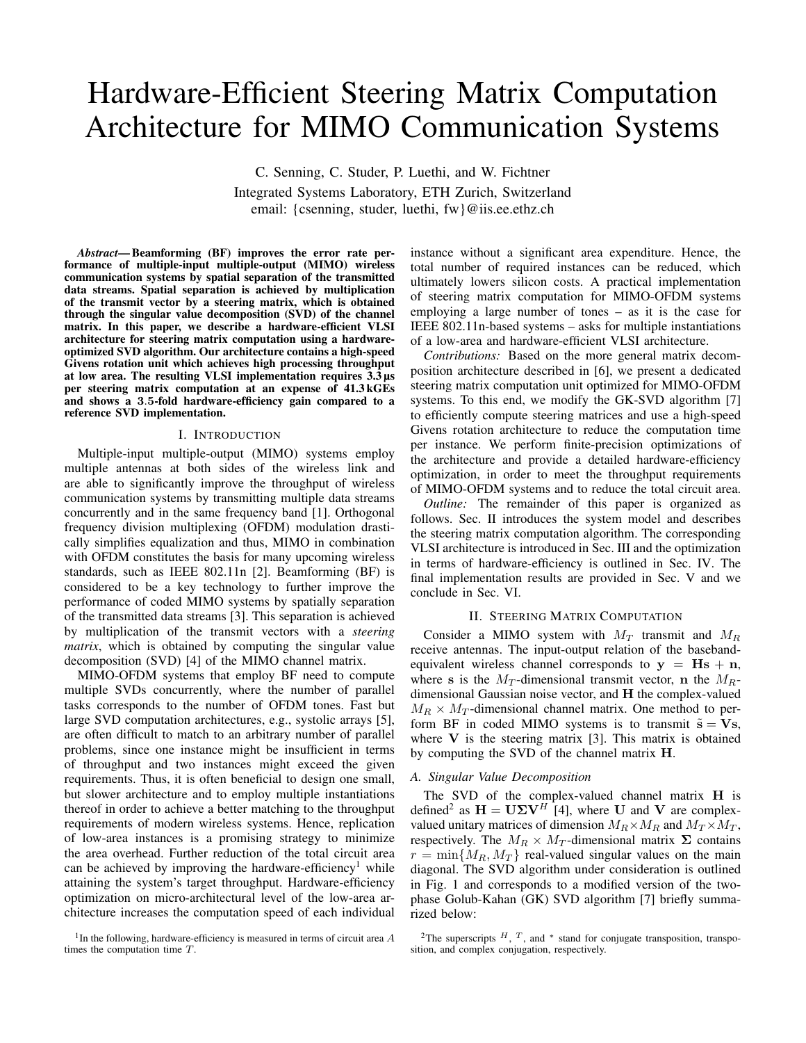# Hardware-Efficient Steering Matrix Computation Architecture for MIMO Communication Systems

C. Senning, C. Studer, P. Luethi, and W. Fichtner

Integrated Systems Laboratory, ETH Zurich, Switzerland

email: {csenning, studer, luethi, fw}@iis.ee.ethz.ch

***Abstract*— Beamforming (BF) improves the error rate performance of multiple-input multiple-output (MIMO) wireless communication systems by spatial separation of the transmitted data streams. Spatial separation is achieved by multiplication of the transmit vector by a steering matrix, which is obtained through the singular value decomposition (SVD) of the channel matrix. In this paper, we describe a hardware-efficient VLSI architecture for steering matrix computation using a hardware-optimized SVD algorithm. Our architecture contains a high-speed Givens rotation unit which achieves high processing throughput at low area. The resulting VLSI implementation requires 3.3 µs per steering matrix computation at an expense of 41.3 kGEs and shows a 3.5-fold hardware-efficiency gain compared to a reference SVD implementation.**

## I. Introduction

Multiple-input multiple-output (MIMO) systems employ multiple antennas at both sides of the wireless link and are able to significantly improve the throughput of wireless communication systems by transmitting multiple data streams concurrently and in the same frequency band [1]. Orthogonal frequency division multiplexing (OFDM) modulation drastically simplifies equalization and thus, MIMO in combination with OFDM constitutes the basis for many upcoming wireless standards, such as IEEE 802.11n [2]. Beamforming (BF) is considered to be a key technology to further improve the performance of coded MIMO systems by spatially separation of the transmitted data streams [3]. This separation is achieved by multiplication of the transmit vectors with a *steering matrix*, which is obtained by computing the singular value decomposition (SVD) [4] of the MIMO channel matrix.

MIMO-OFDM systems that employ BF need to compute multiple SVDs concurrently, where the number of parallel tasks corresponds to the number of OFDM tones. Fast but large SVD computation architectures, e.g., systolic arrays [5], are often difficult to match to an arbitrary number of parallel problems, since one instance might be insufficient in terms of throughput and two instances might exceed the given requirements. Thus, it is often beneficial to design one small, but slower architecture and to employ multiple instantiations thereof in order to achieve a better matching to the throughput requirements of modern wireless systems. Hence, replication of low-area instances is a promising strategy to minimize the area overhead. Further reduction of the total circuit area can be achieved by improving the hardware-efficiency[1] while attaining the system's target throughput. Hardware-efficiency optimization on micro-architectural level of the low-area architecture increases the computation speed of each individual instance without a significant area expenditure. Hence, the total number of required instances can be reduced, which ultimately lowers silicon costs. A practical implementation of steering matrix computation for MIMO-OFDM systems employing a large number of tones – as it is the case for IEEE 802.11n-based systems – asks for multiple instantiations of a low-area and hardware-efficient VLSI architecture.

*Contributions:* Based on the more general matrix decomposition architecture described in [6], we present a dedicated steering matrix computation unit optimized for MIMO-OFDM systems. To this end, we modify the GK-SVD algorithm [7] to efficiently compute steering matrices and use a high-speed Givens rotation architecture to reduce the computation time per instance. We perform finite-precision optimizations of the architecture and provide a detailed hardware-efficiency optimization, in order to meet the throughput requirements of MIMO-OFDM systems and to reduce the total circuit area.

*Outline:* The remainder of this paper is organized as follows. Sec. II introduces the system model and describes the steering matrix computation algorithm. The corresponding VLSI architecture is introduced in Sec. III and the optimization in terms of hardware-efficiency is outlined in Sec. IV. The final implementation results are provided in Sec. V and we conclude in Sec. VI.

## II. Steering Matrix Computation

Consider a MIMO system with $M_T$ transmit and $M_R$ receive antennas. The input-output relation of the baseband-equivalent wireless channel corresponds to $\mathbf{y} = \mathbf{H}\mathbf{s} + \mathbf{n}$, where $\mathbf{s}$ is the $M_T$-dimensional transmit vector, $\mathbf{n}$ the $M_R$-dimensional Gaussian noise vector, and $\mathbf{H}$ the complex-valued $M_R \times M_T$-dimensional channel matrix. One method to perform BF in coded MIMO systems is to transmit $\tilde{\mathbf{s}} = \mathbf{V}\mathbf{s}$, where $\mathbf{V}$ is the steering matrix [3]. This matrix is obtained by computing the SVD of the channel matrix $\mathbf{H}$.

### A. Singular Value Decomposition

The SVD of the complex-valued channel matrix $\mathbf{H}$ is defined[2] as $\mathbf{H} = \mathbf{U}\mathbf{\Sigma}\mathbf{V}^H$ [4], where $\mathbf{U}$ and $\mathbf{V}$ are complex-valued unitary matrices of dimension $M_R \times M_R$ and $M_T \times M_T$, respectively. The $M_R \times M_T$-dimensional matrix $\mathbf{\Sigma}$ contains $r = \min\{M_R, M_T\}$ real-valued singular values on the main diagonal. The SVD algorithm under consideration is outlined in Fig. 1 and corresponds to a modified version of the two-phase Golub-Kahan (GK) SVD algorithm [7] briefly summarized below:

[1] In the following, hardware-efficiency is measured in terms of circuit area $A$ times the computation time $T$.

[2] The superscripts $^H$, $^T$, and $^*$ stand for conjugate transposition, transposition, and complex conjugation, respectively.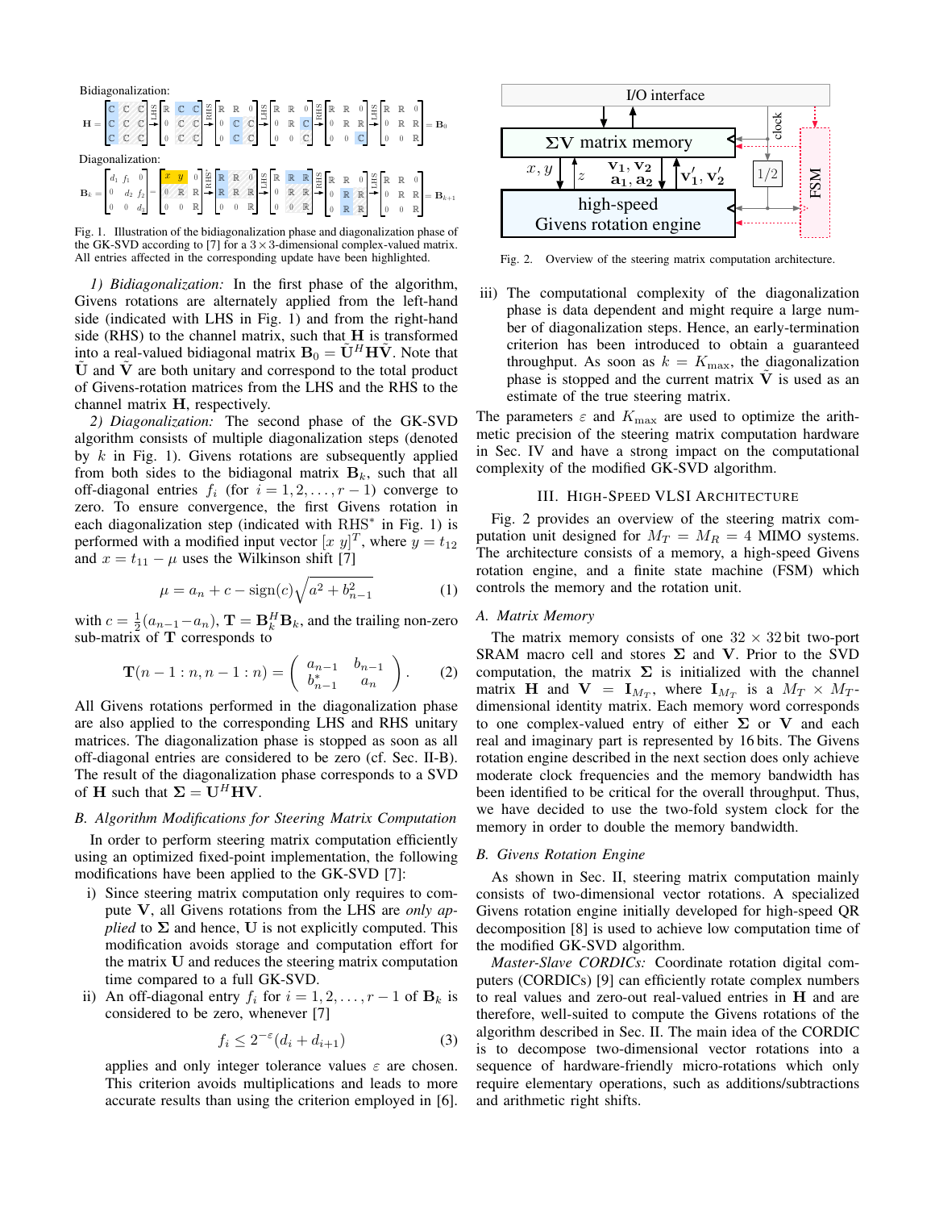Fig. 1. Illustration of the bidiagonalization phase and diagonalization phase of the GK-SVD according to [7] for a $3 \times 3$-dimensional complex-valued matrix. All entries affected in the corresponding update have been highlighted.

*1) Bidiagonalization:* In the first phase of the algorithm, Givens rotations are alternately applied from the left-hand side (indicated with LHS in Fig. 1) and from the right-hand side (RHS) to the channel matrix, such that $\mathbf{H}$ is transformed into a real-valued bidiagonal matrix $\mathbf{B}_0 = \tilde{\mathbf{U}}^H \mathbf{H} \tilde{\mathbf{V}}$. Note that $\tilde{\mathbf{U}}$ and $\tilde{\mathbf{V}}$ are both unitary and correspond to the total product of Givens-rotations matrices from the LHS and the RHS to the channel matrix $\mathbf{H}$, respectively.

*2) Diagonalization:* The second phase of the GK-SVD algorithm consists of multiple diagonalization steps (denoted by $k$ in Fig. 1). Givens rotations are subsequently applied from both sides to the bidiagonal matrix $\mathbf{B}_k$, such that all off-diagonal entries $f_i$ (for $i = 1, 2, \ldots, r-1$) converge to zero. To ensure convergence, the first Givens rotation in each diagonalization step (indicated with RHS* in Fig. 1) is performed with a modified input vector $[x\ y]^T$, where $y = t_{12}$ and $x = t_{11} - \mu$ uses the Wilkinson shift [7]

$$\mu = a_n + c - \operatorname{sign}(c)\sqrt{a^2 + b_{n-1}^2} \tag{1}$$

with $c = \frac{1}{2}(a_{n-1} - a_n)$, $\mathbf{T} = \mathbf{B}_k^H \mathbf{B}_k$, and the trailing non-zero sub-matrix of $\mathbf{T}$ corresponds to

$$\mathbf{T}(n-1:n, n-1:n) = \begin{pmatrix} a_{n-1} & b_{n-1} \\ b_{n-1}^* & a_n \end{pmatrix}. \tag{2}$$

All Givens rotations performed in the diagonalization phase are also applied to the corresponding LHS and RHS unitary matrices. The diagonalization phase is stopped as soon as all off-diagonal entries are considered to be zero (cf. Sec. II-B). The result of the diagonalization phase corresponds to a SVD of $\mathbf{H}$ such that $\mathbf{\Sigma} = \mathbf{U}^H \mathbf{H} \mathbf{V}$.

### B. Algorithm Modifications for Steering Matrix Computation

In order to perform steering matrix computation efficiently using an optimized fixed-point implementation, the following modifications have been applied to the GK-SVD [7]:

i) Since steering matrix computation only requires to compute $\mathbf{V}$, all Givens rotations from the LHS are *only applied* to $\mathbf{\Sigma}$ and hence, $\mathbf{U}$ is not explicitly computed. This modification avoids storage and computation effort for the matrix $\mathbf{U}$ and reduces the steering matrix computation time compared to a full GK-SVD.

ii) An off-diagonal entry $f_i$ for $i = 1, 2, \ldots, r-1$ of $\mathbf{B}_k$ is considered to be zero, whenever [7]

$$f_i \leq 2^{-\varepsilon}(d_i + d_{i+1}) \tag{3}$$

applies and only integer tolerance values $\varepsilon$ are chosen. This criterion avoids multiplications and leads to more accurate results than using the criterion employed in [6].

iii) The computational complexity of the diagonalization phase is data dependent and might require a large number of diagonalization steps. Hence, an early-termination criterion has been introduced to obtain a guaranteed throughput. As soon as $k = K_{\max}$, the diagonalization phase is stopped and the current matrix $\tilde{\mathbf{V}}$ is used as an estimate of the true steering matrix.

The parameters $\varepsilon$ and $K_{\max}$ are used to optimize the arithmetic precision of the steering matrix computation hardware in Sec. IV and have a strong impact on the computational complexity of the modified GK-SVD algorithm.

## III. High-Speed VLSI Architecture

Fig. 2 provides an overview of the steering matrix computation unit designed for $M_T = M_R = 4$ MIMO systems. The architecture consists of a memory, a high-speed Givens rotation engine, and a finite state machine (FSM) which controls the memory and the rotation unit.

Fig. 2. Overview of the steering matrix computation architecture.

### A. Matrix Memory

The matrix memory consists of one $32 \times 32$ bit two-port SRAM macro cell and stores $\mathbf{\Sigma}$ and $\mathbf{V}$. Prior to the SVD computation, the matrix $\mathbf{\Sigma}$ is initialized with the channel matrix $\mathbf{H}$ and $\mathbf{V} = \mathbf{I}_{M_T}$, where $\mathbf{I}_{M_T}$ is a $M_T \times M_T$-dimensional identity matrix. Each memory word corresponds to one complex-valued entry of either $\mathbf{\Sigma}$ or $\mathbf{V}$ and each real and imaginary part is represented by 16 bits. The Givens rotation engine described in the next section does only achieve moderate clock frequencies and the memory bandwidth has been identified to be critical for the overall throughput. Thus, we have decided to use the two-fold system clock for the memory in order to double the memory bandwidth.

### B. Givens Rotation Engine

As shown in Sec. II, steering matrix computation mainly consists of two-dimensional vector rotations. A specialized Givens rotation engine initially developed for high-speed QR decomposition [8] is used to achieve low computation time of the modified GK-SVD algorithm.

*Master-Slave CORDICs:* Coordinate rotation digital computers (CORDICs) [9] can efficiently rotate complex numbers to real values and zero-out real-valued entries in $\mathbf{H}$ and are therefore, well-suited to compute the Givens rotations of the algorithm described in Sec. II. The main idea of the CORDIC is to decompose two-dimensional vector rotations into a sequence of hardware-friendly micro-rotations which only require elementary operations, such as additions/subtractions and arithmetic right shifts.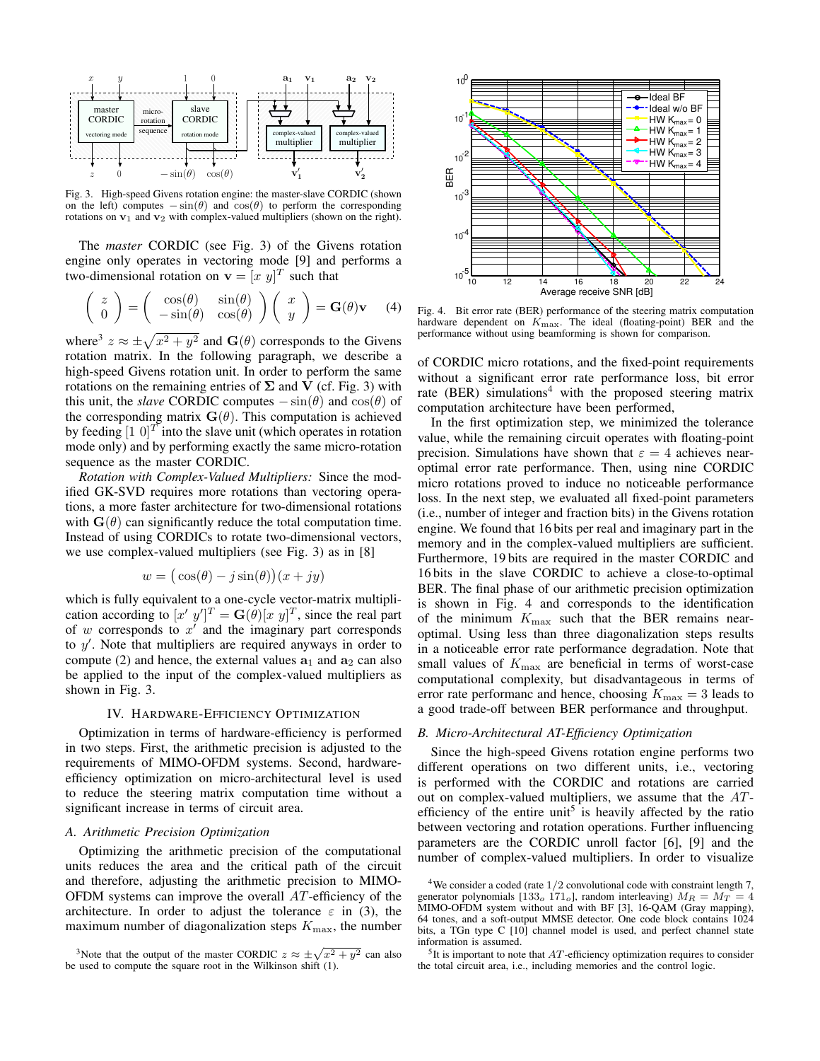Fig. 3. High-speed Givens rotation engine: the master-slave CORDIC (shown on the left) computes $-\sin(\theta)$ and $\cos(\theta)$ to perform the corresponding rotations on $\mathbf{v}_1$ and $\mathbf{v}_2$ with complex-valued multipliers (shown on the right).

The *master* CORDIC (see Fig. 3) of the Givens rotation engine only operates in vectoring mode [9] and performs a two-dimensional rotation on $\mathbf{v} = [x\ y]^T$ such that

$$\begin{pmatrix} z \\ 0 \end{pmatrix} = \begin{pmatrix} \cos(\theta) & \sin(\theta) \\ -\sin(\theta) & \cos(\theta) \end{pmatrix} \begin{pmatrix} x \\ y \end{pmatrix} = \mathbf{G}(\theta)\mathbf{v} \quad (4)$$

where[3] $z \approx \pm\sqrt{x^2 + y^2}$ and $\mathbf{G}(\theta)$ corresponds to the Givens rotation matrix. In the following paragraph, we describe a high-speed Givens rotation unit. In order to perform the same rotations on the remaining entries of $\mathbf{\Sigma}$ and $\mathbf{V}$ (cf. Fig. 3) with this unit, the *slave* CORDIC computes $-\sin(\theta)$ and $\cos(\theta)$ of the corresponding matrix $\mathbf{G}(\theta)$. This computation is achieved by feeding $[1\ 0]^T$ into the slave unit (which operates in rotation mode only) and by performing exactly the same micro-rotation sequence as the master CORDIC.

*Rotation with Complex-Valued Multipliers:* Since the modified GK-SVD requires more rotations than vectoring operations, a more faster architecture for two-dimensional rotations with $\mathbf{G}(\theta)$ can significantly reduce the total computation time. Instead of using CORDICs to rotate two-dimensional vectors, we use complex-valued multipliers (see Fig. 3) as in [8]

$$w = \big(\cos(\theta) - j\sin(\theta)\big)(x + jy)$$

which is fully equivalent to a one-cycle vector-matrix multiplication according to $[x'\ y']^T = \mathbf{G}(\theta)[x\ y]^T$, since the real part of $w$ corresponds to $x'$ and the imaginary part corresponds to $y'$. Note that multipliers are required anyways in order to compute (2) and hence, the external values $\mathbf{a}_1$ and $\mathbf{a}_2$ can also be applied to the input of the complex-valued multipliers as shown in Fig. 3.

## IV. Hardware-Efficiency Optimization

Optimization in terms of hardware-efficiency is performed in two steps. First, the arithmetic precision is adjusted to the requirements of MIMO-OFDM systems. Second, hardware-efficiency optimization on micro-architectural level is used to reduce the steering matrix computation time without a significant increase in terms of circuit area.

### A. Arithmetic Precision Optimization

Optimizing the arithmetic precision of the computational units reduces the area and the critical path of the circuit and therefore, adjusting the arithmetic precision to MIMO-OFDM systems can improve the overall $AT$-efficiency of the architecture. In order to adjust the tolerance $\varepsilon$ in (3), the maximum number of diagonalization steps $K_{\max}$, the number of CORDIC micro rotations, and the fixed-point requirements without a significant error rate performance loss, bit error rate (BER) simulations[4] with the proposed steering matrix computation architecture have been performed,

In the first optimization step, we minimized the tolerance value, while the remaining circuit operates with floating-point precision. Simulations have shown that $\varepsilon = 4$ achieves near-optimal error rate performance. Then, using nine CORDIC micro rotations proved to induce no noticeable performance loss. In the next step, we evaluated all fixed-point parameters (i.e., number of integer and fraction bits) in the Givens rotation engine. We found that 16 bits per real and imaginary part in the memory and in the complex-valued multipliers are sufficient. Furthermore, 19 bits are required in the master CORDIC and 16 bits in the slave CORDIC to achieve a close-to-optimal BER. The final phase of our arithmetic precision optimization is shown in Fig. 4 and corresponds to the identification of the minimum $K_{\max}$ such that the BER remains near-optimal. Using less than three diagonalization steps results in a noticeable error rate performance degradation. Note that small values of $K_{\max}$ are beneficial in terms of worst-case computational complexity, but disadvantageous in terms of error rate performanc and hence, choosing $K_{\max} = 3$ leads to a good trade-off between BER performance and throughput.

Fig. 4. Bit error rate (BER) performance of the steering matrix computation hardware dependent on $K_{\max}$. The ideal (floating-point) BER and the performance without using beamforming is shown for comparison.

### B. Micro-Architectural AT-Efficiency Optimization

Since the high-speed Givens rotation engine performs two different operations on two different units, i.e., vectoring is performed with the CORDIC and rotations are carried out on complex-valued multipliers, we assume that the $AT$-efficiency of the entire unit[5] is heavily affected by the ratio between vectoring and rotation operations. Further influencing parameters are the CORDIC unroll factor [6], [9] and the number of complex-valued multipliers. In order to visualize

[3] Note that the output of the master CORDIC $z \approx \pm\sqrt{x^2 + y^2}$ can also be used to compute the square root in the Wilkinson shift (1).

[4] We consider a coded (rate $1/2$ convolutional code with constraint length 7, generator polynomials $[133_o\ 171_o]$, random interleaving) $M_R = M_T = 4$ MIMO-OFDM system without and with BF [3], 16-QAM (Gray mapping), 64 tones, and a soft-output MMSE detector. One code block contains 1024 bits, a TGn type C [10] channel model is used, and perfect channel state information is assumed.

[5] It is important to note that $AT$-efficiency optimization requires to consider the total circuit area, i.e., including memories and the control logic.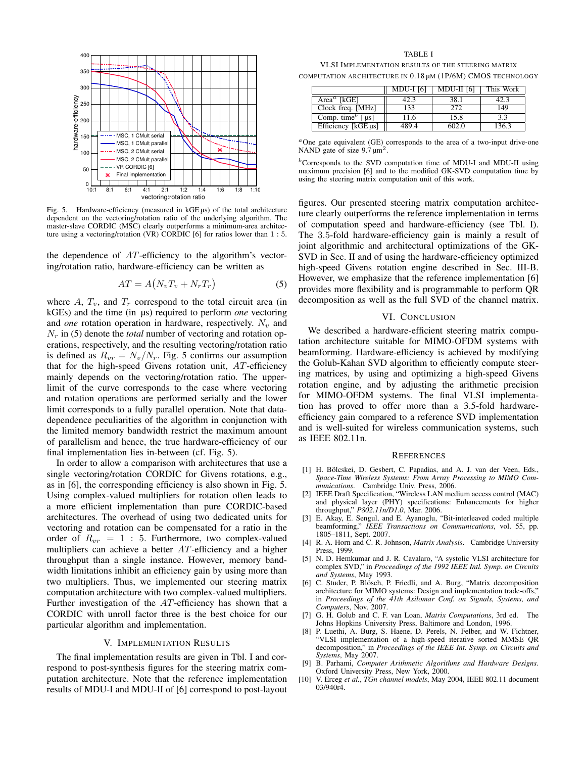400
350
300
250
200
150
100
50
0

hardware-efficiency

10:1 8:1 6:1 4:1 2:1 1:2 1:4 1:6 1:8 1:10

vectoring:rotation ratio

MSC, 1 CMult serial
MSC, 1 CMult parallel
MSC, 2 CMult serial
MSC, 2 CMult parallel
VR CORDIC [6]
Final implementation

Fig. 5. Hardware-efficiency (measured in kGE µs) of the total architecture dependent on the vectoring/rotation ratio of the underlying algorithm. The master-slave CORDIC (MSC) clearly outperforms a minimum-area architecture using a vectoring/rotation (VR) CORDIC [6] for ratios lower than 1 : 5.

the dependence of $AT$-efficiency to the algorithm's vectoring/rotation ratio, hardware-efficiency can be written as

$$AT = A\big(N_v T_v + N_r T_r\big) \tag{5}$$

where $A$, $T_v$, and $T_r$ correspond to the total circuit area (in kGEs) and the time (in µs) required to perform *one* vectoring and *one* rotation operation in hardware, respectively. $N_v$ and $N_r$ in (5) denote the *total* number of vectoring and rotation operations, respectively, and the resulting vectoring/rotation ratio is defined as $R_{vr} = N_v/N_r$. Fig. 5 confirms our assumption that for the high-speed Givens rotation unit, $AT$-efficiency mainly depends on the vectoring/rotation ratio. The upper-limit of the curve corresponds to the case where vectoring and rotation operations are performed serially and the lower limit corresponds to a fully parallel operation. Note that data-dependence peculiarities of the algorithm in conjunction with the limited memory bandwidth restrict the maximum amount of parallelism and hence, the true hardware-efficiency of our final implementation lies in-between (cf. Fig. 5).

In order to allow a comparison with architectures that use a single vectoring/rotation CORDIC for Givens rotations, e.g., as in [6], the corresponding efficiency is also shown in Fig. 5. Using complex-valued multipliers for rotation often leads to a more efficient implementation than pure CORDIC-based architectures. The overhead of using two dedicated units for vectoring and rotation can be compensated for a ratio in the order of $R_{vr} = 1 : 5$. Furthermore, two complex-valued multipliers can achieve a better $AT$-efficiency and a higher throughput than a single instance. However, memory bandwidth limitations inhibit an efficiency gain by using more than two multipliers. Thus, we implemented our steering matrix computation architecture with two complex-valued multipliers. Further investigation of the $AT$-efficiency has shown that a CORDIC with unroll factor three is the best choice for our particular algorithm and implementation.

## V. Implementation Results

The final implementation results are given in Tbl. I and correspond to post-synthesis figures for the steering matrix computation architecture. Note that the reference implementation results of MDU-I and MDU-II of [6] correspond to post-layout

TABLE I

VLSI Implementation results of the steering matrix computation architecture in 0.18 µm (1P/6M) CMOS technology

| | MDU-I [6] | MDU-II [6] | This Work |
|---|---|---|---|
| Area[a] [kGE] | 42.3 | 38.1 | 42.3 |
| Clock freq. [MHz] | 133 | 272 | 149 |
| Comp. time[b] [µs] | 11.6 | 15.8 | 3.3 |
| Efficiency [kGE µs] | 489.4 | 602.0 | 136.3 |

[a]One gate equivalent (GE) corresponds to the area of a two-input drive-one NAND gate of size 9.7 µm².

[b]Corresponds to the SVD computation time of MDU-I and MDU-II using maximum precision [6] and to the modified GK-SVD computation time by using the steering matrix computation unit of this work.

figures. Our presented steering matrix computation architecture clearly outperforms the reference implementation in terms of computation speed and hardware-efficiency (see Tbl. I). The 3.5-fold hardware-efficiency gain is mainly a result of joint algorithmic and architectural optimizations of the GK-SVD in Sec. II and of using the hardware-efficiency optimized high-speed Givens rotation engine described in Sec. III-B. However, we emphasize that the reference implementation [6] provides more flexibility and is programmable to perform QR decomposition as well as the full SVD of the channel matrix.

## VI. Conclusion

We described a hardware-efficient steering matrix computation architecture suitable for MIMO-OFDM systems with beamforming. Hardware-efficiency is achieved by modifying the Golub-Kahan SVD algorithm to efficiently compute steering matrices, by using and optimizing a high-speed Givens rotation engine, and by adjusting the arithmetic precision for MIMO-OFDM systems. The final VLSI implementation has proved to offer more than a 3.5-fold hardware-efficiency gain compared to a reference SVD implementation and is well-suited for wireless communication systems, such as IEEE 802.11n.

## References

[1] H. Bölcskei, D. Gesbert, C. Papadias, and A. J. van der Veen, Eds., *Space-Time Wireless Systems: From Array Processing to MIMO Communications*. Cambridge Univ. Press, 2006.

[2] IEEE Draft Specification, "Wireless LAN medium access control (MAC) and physical layer (PHY) specifications: Enhancements for higher throughput," *P802.11n/D1.0*, Mar. 2006.

[3] E. Akay, E. Sengul, and E. Ayanoglu, "Bit-interleaved coded multiple beamforming," *IEEE Transactions on Communications*, vol. 55, pp. 1805–1811, Sept. 2007.

[4] R. A. Horn and C. R. Johnson, *Matrix Analysis*. Cambridge University Press, 1999.

[5] N. D. Hemkumar and J. R. Cavalaro, "A systolic VLSI architecture for complex SVD," in *Proceedings of the 1992 IEEE Intl. Symp. on Circuits and Systems*, May 1993.

[6] C. Studer, P. Blösch, P. Friedli, and A. Burg, "Matrix decomposition architecture for MIMO systems: Design and implementation trade-offs," in *Proceedings of the 41th Asilomar Conf. on Signals, Systems, and Computers*, Nov. 2007.

[7] G. H. Golub and C. F. van Loan, *Matrix Computations*, 3rd ed. The Johns Hopkins University Press, Baltimore and London, 1996.

[8] P. Luethi, A. Burg, S. Haene, D. Perels, N. Felber, and W. Fichtner, "VLSI implementation of a high-speed iterative sorted MMSE QR decomposition," in *Proceedings of the IEEE Int. Symp. on Circuits and Systems*, May 2007.

[9] B. Parhami, *Computer Arithmetic Algorithms and Hardware Designs*. Oxford University Press, New York, 2000.

[10] V. Erceg *et al.*, *TGn channel models*, May 2004, IEEE 802.11 document 03/940r4.